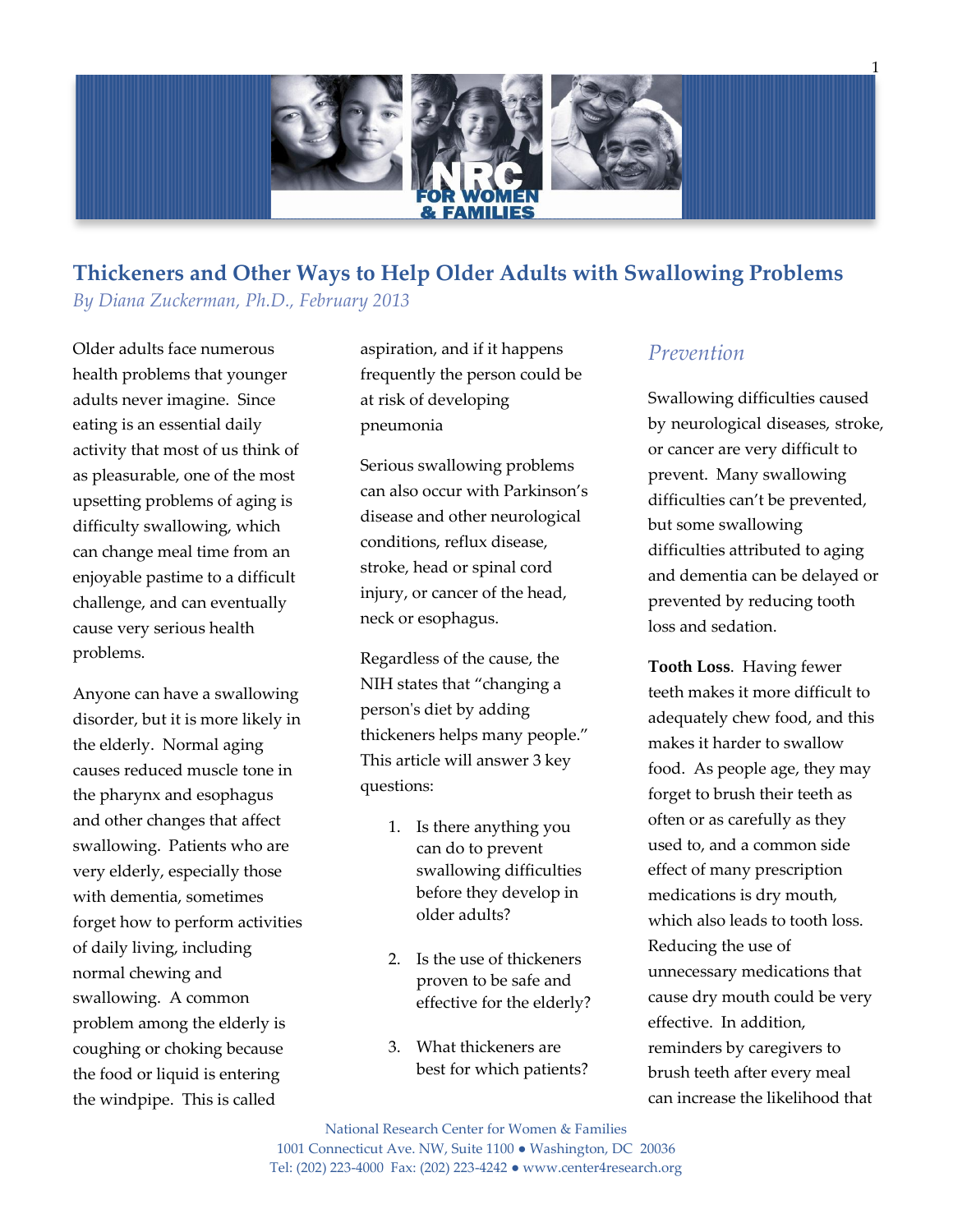# Thickeners and Other Ways to Help Older Adults with Swallowing Problems

*By Diana Zuckerman, Ph.D., February 2013*

Older adults face numerous health problems that younger adults never imagine. Since eating is an essential daily activity that most of us think of as pleasurable, one of the most upsetting problems of aging is difficulty swallowing, which can change meal time from an enjoyable pastime to a difficult challenge, and can eventually cause very serious health problems.

Anyone can have a swallowing disorder, but it is more likely in the elderly. Normal aging causes reduced muscle tone in the pharynx and esophagus and other changes that affect swallowing. Patients who are very elderly, especially those with dementia, sometimes forget how to perform activities of daily living, including normal chewing and swallowing. A common problem among the elderly is coughing or choking because the food or liquid is entering the windpipe. This is called aspiration, and if it happens frequently the person could be at risk of developing pneumonia

Serious swallowing problems can also occur with Parkinson's disease and other neurological conditions, reflux disease, stroke, head or spinal cord injury, or cancer of the head, neck or esophagus.

Regardless of the cause, the NIH states that "changing a person's diet by adding thickeners helps many people." This article will answer 3 key questions:

1. Is there anything you can do to prevent swallowing difficulties before they develop in older adults?
2. Is the use of thickeners proven to be safe and effective for the elderly?
3. What thickeners are best for which patients?

## *Prevention*

Swallowing difficulties caused by neurological diseases, stroke, or cancer are very difficult to prevent. Many swallowing difficulties can't be prevented, but some swallowing difficulties attributed to aging and dementia can be delayed or prevented by reducing tooth loss and sedation.

**Tooth Loss**. Having fewer teeth makes it more difficult to adequately chew food, and this makes it harder to swallow food. As people age, they may forget to brush their teeth as often or as carefully as they used to, and a common side effect of many prescription medications is dry mouth, which also leads to tooth loss. Reducing the use of unnecessary medications that cause dry mouth could be very effective. In addition, reminders by caregivers to brush teeth after every meal can increase the likelihood that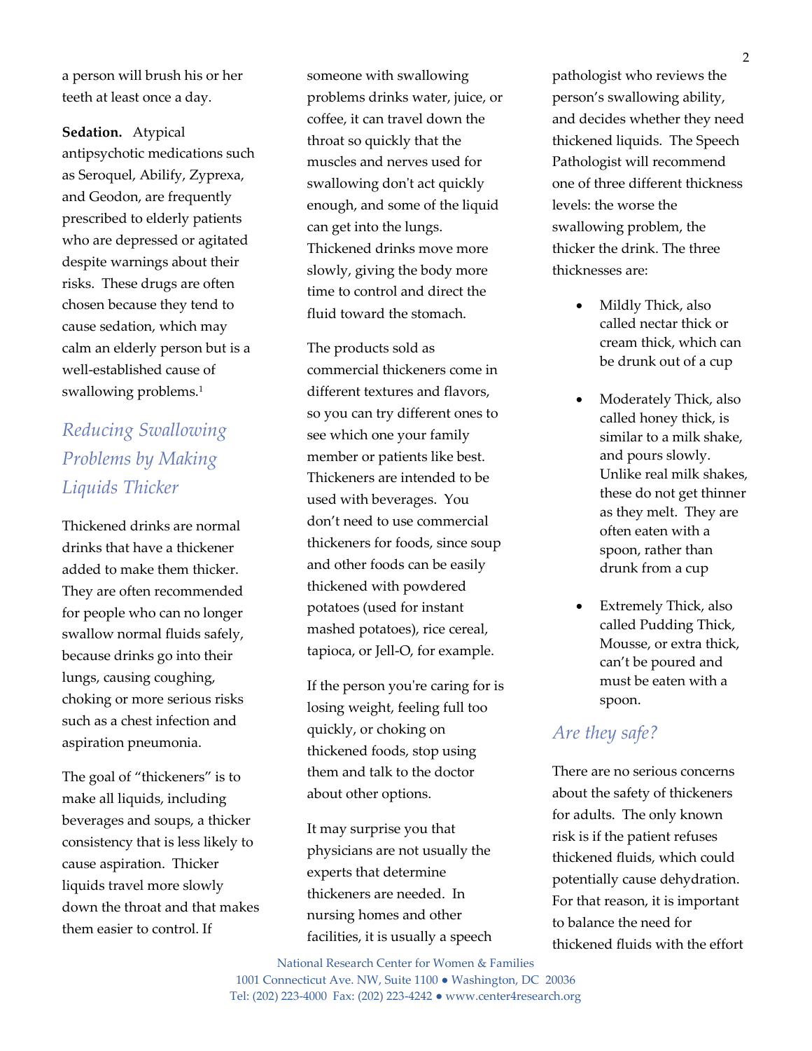a person will brush his or her teeth at least once a day.

**Sedation.** Atypical antipsychotic medications such as Seroquel, Abilify, Zyprexa, and Geodon, are frequently prescribed to elderly patients who are depressed or agitated despite warnings about their risks. These drugs are often chosen because they tend to cause sedation, which may calm an elderly person but is a well-established cause of swallowing problems.[1]

## *Reducing Swallowing Problems by Making Liquids Thicker*

Thickened drinks are normal drinks that have a thickener added to make them thicker. They are often recommended for people who can no longer swallow normal fluids safely, because drinks go into their lungs, causing coughing, choking or more serious risks such as a chest infection and aspiration pneumonia.

The goal of "thickeners" is to make all liquids, including beverages and soups, a thicker consistency that is less likely to cause aspiration. Thicker liquids travel more slowly down the throat and that makes them easier to control. If someone with swallowing problems drinks water, juice, or coffee, it can travel down the throat so quickly that the muscles and nerves used for swallowing don't act quickly enough, and some of the liquid can get into the lungs. Thickened drinks move more slowly, giving the body more time to control and direct the fluid toward the stomach.

The products sold as commercial thickeners come in different textures and flavors, so you can try different ones to see which one your family member or patients like best. Thickeners are intended to be used with beverages. You don't need to use commercial thickeners for foods, since soup and other foods can be easily thickened with powdered potatoes (used for instant mashed potatoes), rice cereal, tapioca, or Jell-O, for example.

If the person you're caring for is losing weight, feeling full too quickly, or choking on thickened foods, stop using them and talk to the doctor about other options.

It may surprise you that physicians are not usually the experts that determine thickeners are needed. In nursing homes and other facilities, it is usually a speech pathologist who reviews the person's swallowing ability, and decides whether they need thickened liquids. The Speech Pathologist will recommend one of three different thickness levels: the worse the swallowing problem, the thicker the drink. The three thicknesses are:

- Mildly Thick, also called nectar thick or cream thick, which can be drunk out of a cup

- Moderately Thick, also called honey thick, is similar to a milk shake, and pours slowly. Unlike real milk shakes, these do not get thinner as they melt. They are often eaten with a spoon, rather than drunk from a cup

- Extremely Thick, also called Pudding Thick, Mousse, or extra thick, can't be poured and must be eaten with a spoon.

## *Are they safe?*

There are no serious concerns about the safety of thickeners for adults. The only known risk is if the patient refuses thickened fluids, which could potentially cause dehydration. For that reason, it is important to balance the need for thickened fluids with the effort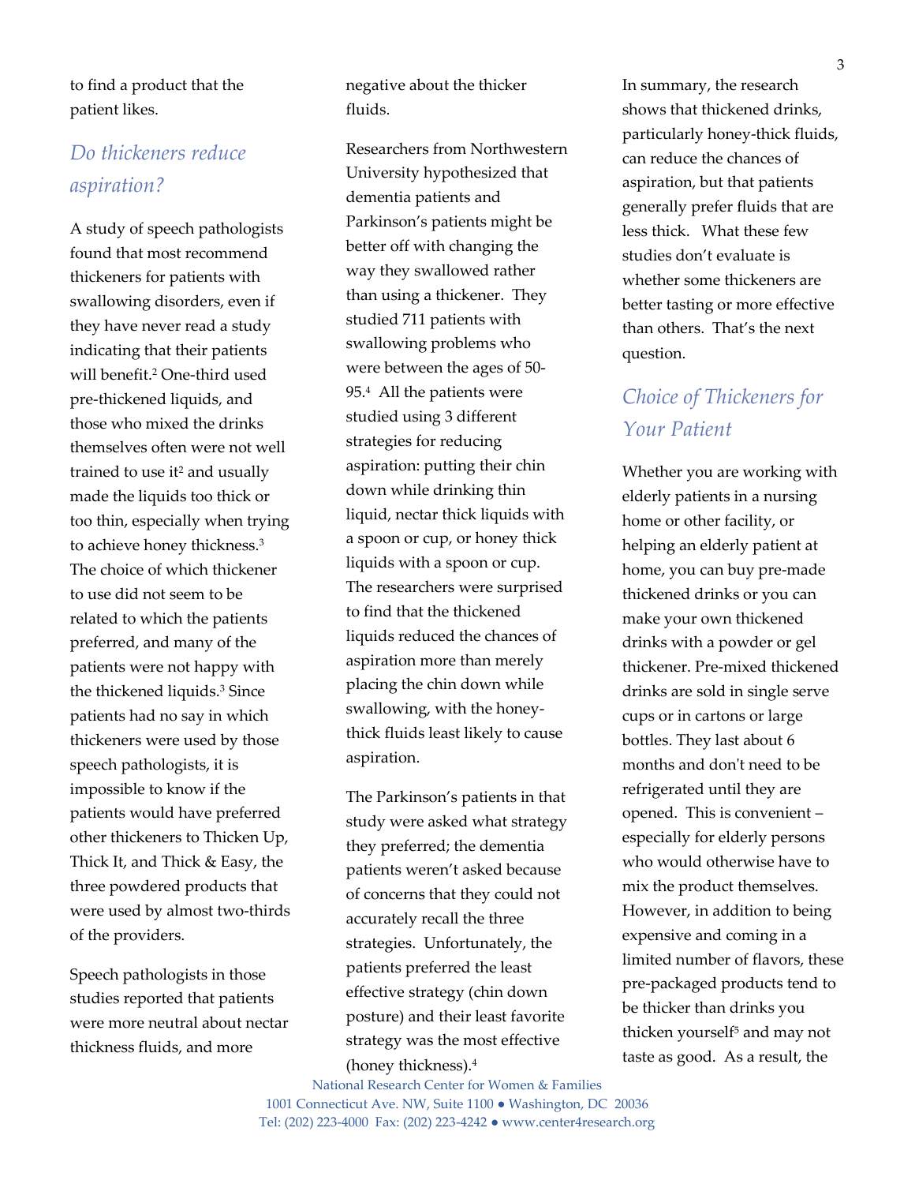to find a product that the patient likes.

## *Do thickeners reduce aspiration?*

A study of speech pathologists found that most recommend thickeners for patients with swallowing disorders, even if they have never read a study indicating that their patients will benefit.[2] One-third used pre-thickened liquids, and those who mixed the drinks themselves often were not well trained to use it[2] and usually made the liquids too thick or too thin, especially when trying to achieve honey thickness.[3] The choice of which thickener to use did not seem to be related to which the patients preferred, and many of the patients were not happy with the thickened liquids.[3] Since patients had no say in which thickeners were used by those speech pathologists, it is impossible to know if the patients would have preferred other thickeners to Thicken Up, Thick It, and Thick & Easy, the three powdered products that were used by almost two-thirds of the providers.

Speech pathologists in those studies reported that patients were more neutral about nectar thickness fluids, and more negative about the thicker fluids.

Researchers from Northwestern University hypothesized that dementia patients and Parkinson's patients might be better off with changing the way they swallowed rather than using a thickener. They studied 711 patients with swallowing problems who were between the ages of 50-95.[4] All the patients were studied using 3 different strategies for reducing aspiration: putting their chin down while drinking thin liquid, nectar thick liquids with a spoon or cup, or honey thick liquids with a spoon or cup. The researchers were surprised to find that the thickened liquids reduced the chances of aspiration more than merely placing the chin down while swallowing, with the honey-thick fluids least likely to cause aspiration.

The Parkinson's patients in that study were asked what strategy they preferred; the dementia patients weren't asked because of concerns that they could not accurately recall the three strategies. Unfortunately, the patients preferred the least effective strategy (chin down posture) and their least favorite strategy was the most effective (honey thickness).[4]

In summary, the research shows that thickened drinks, particularly honey-thick fluids, can reduce the chances of aspiration, but that patients generally prefer fluids that are less thick. What these few studies don't evaluate is whether some thickeners are better tasting or more effective than others. That's the next question.

## *Choice of Thickeners for Your Patient*

Whether you are working with elderly patients in a nursing home or other facility, or helping an elderly patient at home, you can buy pre-made thickened drinks or you can make your own thickened drinks with a powder or gel thickener. Pre-mixed thickened drinks are sold in single serve cups or in cartons or large bottles. They last about 6 months and don't need to be refrigerated until they are opened. This is convenient – especially for elderly persons who would otherwise have to mix the product themselves. However, in addition to being expensive and coming in a limited number of flavors, these pre-packaged products tend to be thicker than drinks you thicken yourself[5] and may not taste as good. As a result, the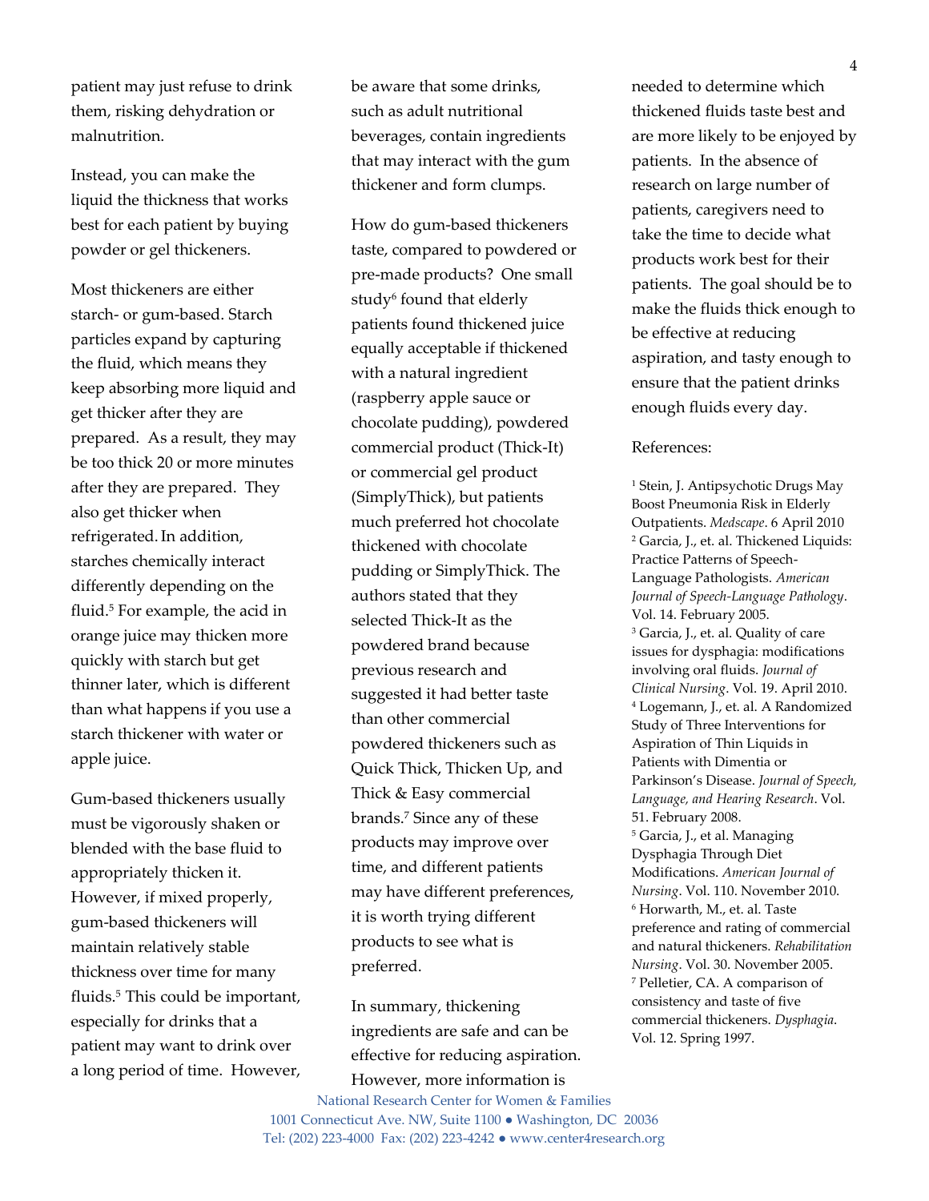patient may just refuse to drink them, risking dehydration or malnutrition.

Instead, you can make the liquid the thickness that works best for each patient by buying powder or gel thickeners.

Most thickeners are either starch- or gum-based. Starch particles expand by capturing the fluid, which means they keep absorbing more liquid and get thicker after they are prepared. As a result, they may be too thick 20 or more minutes after they are prepared. They also get thicker when refrigerated. In addition, starches chemically interact differently depending on the fluid.[5] For example, the acid in orange juice may thicken more quickly with starch but get thinner later, which is different than what happens if you use a starch thickener with water or apple juice.

Gum-based thickeners usually must be vigorously shaken or blended with the base fluid to appropriately thicken it. However, if mixed properly, gum-based thickeners will maintain relatively stable thickness over time for many fluids.[5] This could be important, especially for drinks that a patient may want to drink over a long period of time. However, be aware that some drinks, such as adult nutritional beverages, contain ingredients that may interact with the gum thickener and form clumps.

How do gum-based thickeners taste, compared to powdered or pre-made products? One small study[6] found that elderly patients found thickened juice equally acceptable if thickened with a natural ingredient (raspberry apple sauce or chocolate pudding), powdered commercial product (Thick-It) or commercial gel product (SimplyThick), but patients much preferred hot chocolate thickened with chocolate pudding or SimplyThick. The authors stated that they selected Thick-It as the powdered brand because previous research and suggested it had better taste than other commercial powdered thickeners such as Quick Thick, Thicken Up, and Thick & Easy commercial brands.[7] Since any of these products may improve over time, and different patients may have different preferences, it is worth trying different products to see what is preferred.

In summary, thickening ingredients are safe and can be effective for reducing aspiration. However, more information is needed to determine which thickened fluids taste best and are more likely to be enjoyed by patients. In the absence of research on large number of patients, caregivers need to take the time to decide what products work best for their patients. The goal should be to make the fluids thick enough to be effective at reducing aspiration, and tasty enough to ensure that the patient drinks enough fluids every day.

References:

[1] Stein, J. Antipsychotic Drugs May Boost Pneumonia Risk in Elderly Outpatients. *Medscape*. 6 April 2010

[2] Garcia, J., et. al. Thickened Liquids: Practice Patterns of Speech-Language Pathologists. *American Journal of Speech-Language Pathology*. Vol. 14. February 2005.

[3] Garcia, J., et. al. Quality of care issues for dysphagia: modifications involving oral fluids. *Journal of Clinical Nursing*. Vol. 19. April 2010.

[4] Logemann, J., et. al. A Randomized Study of Three Interventions for Aspiration of Thin Liquids in Patients with Dimentia or Parkinson's Disease. *Journal of Speech, Language, and Hearing Research*. Vol. 51. February 2008.

[5] Garcia, J., et al. Managing Dysphagia Through Diet Modifications. *American Journal of Nursing*. Vol. 110. November 2010.

[6] Horwarth, M., et. al. Taste preference and rating of commercial and natural thickeners. *Rehabilitation Nursing*. Vol. 30. November 2005.

[7] Pelletier, CA. A comparison of consistency and taste of five commercial thickeners. *Dysphagia*. Vol. 12. Spring 1997.

National Research Center for Women & Families
1001 Connecticut Ave. NW, Suite 1100 ● Washington, DC 20036
Tel: (202) 223-4000 Fax: (202) 223-4242 ● www.center4research.org